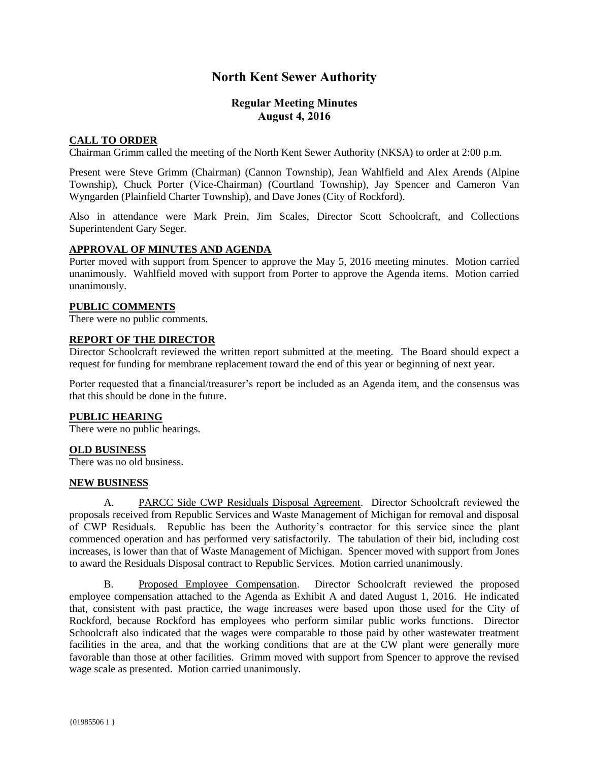# North Kent Sewer Authority

## Regular Meeting Minutes
## August 4, 2016

### CALL TO ORDER

Chairman Grimm called the meeting of the North Kent Sewer Authority (NKSA) to order at 2:00 p.m.

Present were Steve Grimm (Chairman) (Cannon Township), Jean Wahlfield and Alex Arends (Alpine Township), Chuck Porter (Vice-Chairman) (Courtland Township), Jay Spencer and Cameron Van Wyngarden (Plainfield Charter Township), and Dave Jones (City of Rockford).

Also in attendance were Mark Prein, Jim Scales, Director Scott Schoolcraft, and Collections Superintendent Gary Seger.

### APPROVAL OF MINUTES AND AGENDA

Porter moved with support from Spencer to approve the May 5, 2016 meeting minutes. Motion carried unanimously. Wahlfield moved with support from Porter to approve the Agenda items. Motion carried unanimously.

### PUBLIC COMMENTS

There were no public comments.

### REPORT OF THE DIRECTOR

Director Schoolcraft reviewed the written report submitted at the meeting. The Board should expect a request for funding for membrane replacement toward the end of this year or beginning of next year.

Porter requested that a financial/treasurer's report be included as an Agenda item, and the consensus was that this should be done in the future.

### PUBLIC HEARING

There were no public hearings.

### OLD BUSINESS

There was no old business.

### NEW BUSINESS

A. PARCC Side CWP Residuals Disposal Agreement. Director Schoolcraft reviewed the proposals received from Republic Services and Waste Management of Michigan for removal and disposal of CWP Residuals. Republic has been the Authority's contractor for this service since the plant commenced operation and has performed very satisfactorily. The tabulation of their bid, including cost increases, is lower than that of Waste Management of Michigan. Spencer moved with support from Jones to award the Residuals Disposal contract to Republic Services. Motion carried unanimously.

B. Proposed Employee Compensation. Director Schoolcraft reviewed the proposed employee compensation attached to the Agenda as Exhibit A and dated August 1, 2016. He indicated that, consistent with past practice, the wage increases were based upon those used for the City of Rockford, because Rockford has employees who perform similar public works functions. Director Schoolcraft also indicated that the wages were comparable to those paid by other wastewater treatment facilities in the area, and that the working conditions that are at the CW plant were generally more favorable than those at other facilities. Grimm moved with support from Spencer to approve the revised wage scale as presented. Motion carried unanimously.

{01985506 1 }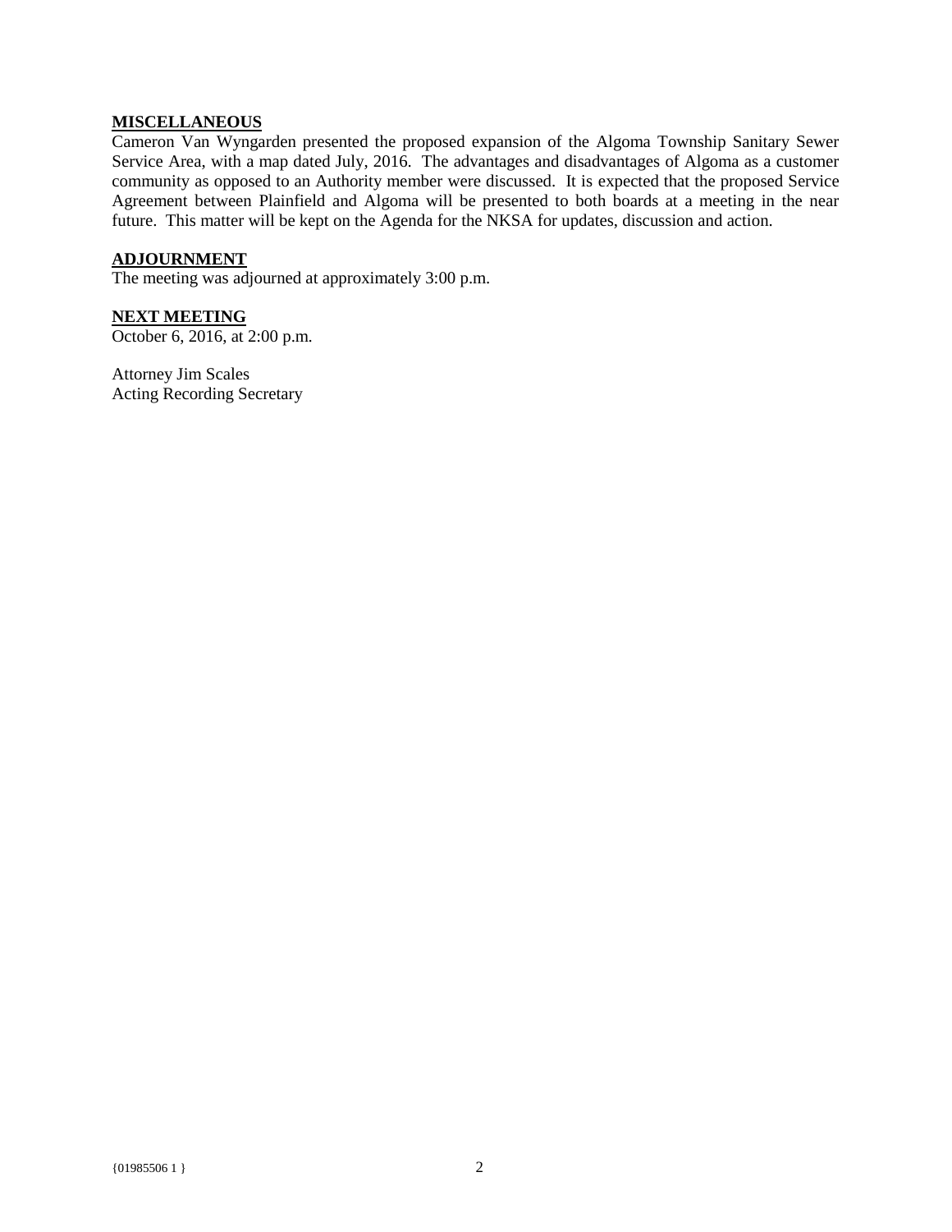**MISCELLANEOUS**

Cameron Van Wyngarden presented the proposed expansion of the Algoma Township Sanitary Sewer Service Area, with a map dated July, 2016. The advantages and disadvantages of Algoma as a customer community as opposed to an Authority member were discussed. It is expected that the proposed Service Agreement between Plainfield and Algoma will be presented to both boards at a meeting in the near future. This matter will be kept on the Agenda for the NKSA for updates, discussion and action.

**ADJOURNMENT**

The meeting was adjourned at approximately 3:00 p.m.

**NEXT MEETING**

October 6, 2016, at 2:00 p.m.

Attorney Jim Scales
Acting Recording Secretary

{01985506 1 }